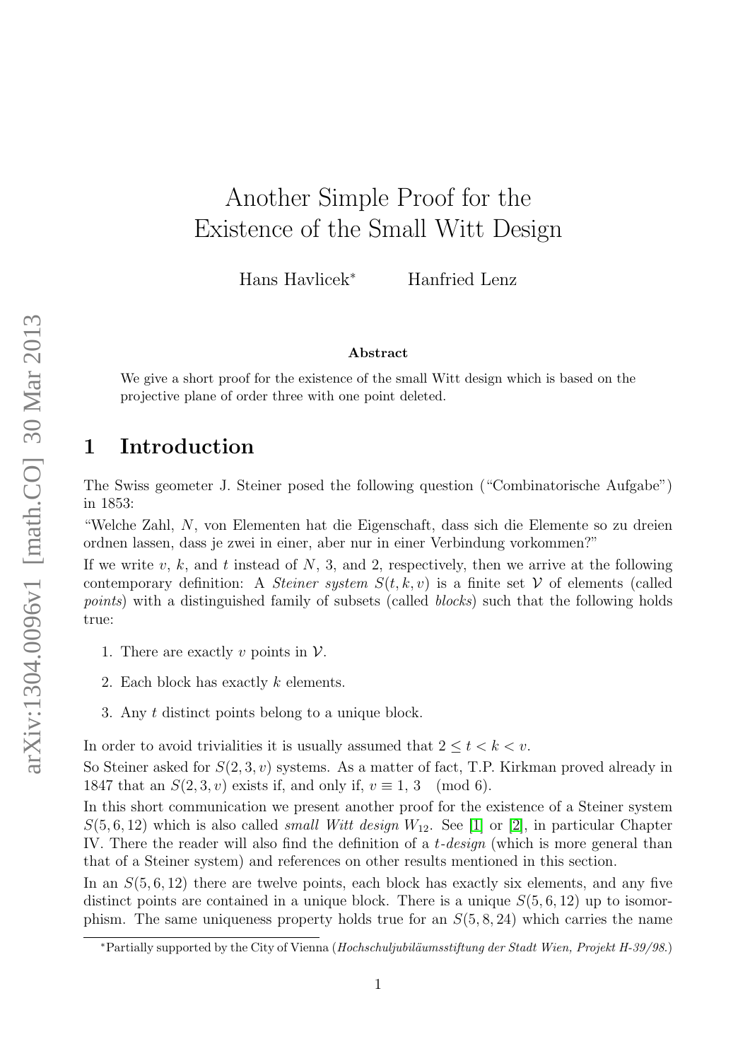# Another Simple Proof for the Existence of the Small Witt Design

Hans Havlicek* Hanfried Lenz

### Abstract

We give a short proof for the existence of the small Witt design which is based on the projective plane of order three with one point deleted.

## 1 Introduction

The Swiss geometer J. Steiner posed the following question ("Combinatorische Aufgabe") in 1853:

"Welche Zahl, $N$, von Elementen hat die Eigenschaft, dass sich die Elemente so zu dreien ordnen lassen, dass je zwei in einer, aber nur in einer Verbindung vorkommen?"

If we write $v$, $k$, and $t$ instead of $N$, 3, and 2, respectively, then we arrive at the following contemporary definition: A *Steiner system* $S(t, k, v)$ is a finite set $\mathcal{V}$ of elements (called *points*) with a distinguished family of subsets (called *blocks*) such that the following holds true:

1. There are exactly $v$ points in $\mathcal{V}$.
2. Each block has exactly $k$ elements.
3. Any $t$ distinct points belong to a unique block.

In order to avoid trivialities it is usually assumed that $2 \leq t < k < v$.

So Steiner asked for $S(2, 3, v)$ systems. As a matter of fact, T.P. Kirkman proved already in 1847 that an $S(2, 3, v)$ exists if, and only if, $v \equiv 1, 3 \pmod 6$.

In this short communication we present another proof for the existence of a Steiner system $S(5, 6, 12)$ which is also called *small Witt design* $W_{12}$. See [1] or [2], in particular Chapter IV. There the reader will also find the definition of a *t-design* (which is more general than that of a Steiner system) and references on other results mentioned in this section.

In an $S(5, 6, 12)$ there are twelve points, each block has exactly six elements, and any five distinct points are contained in a unique block. There is a unique $S(5, 6, 12)$ up to isomorphism. The same uniqueness property holds true for an $S(5, 8, 24)$ which carries the name

*Partially supported by the City of Vienna (*Hochschuljubiläumsstiftung der Stadt Wien, Projekt H-39/98.*)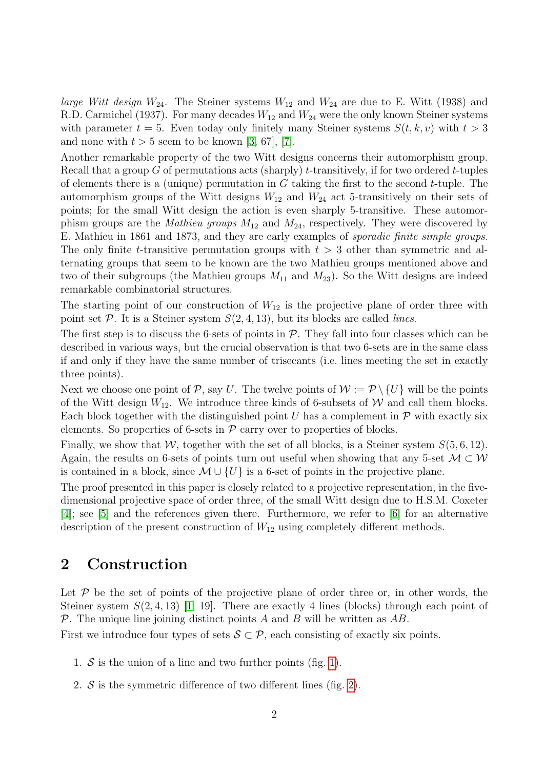*large Witt design* $W_{24}$. The Steiner systems $W_{12}$ and $W_{24}$ are due to E. Witt (1938) and R.D. Carmichel (1937). For many decades $W_{12}$ and $W_{24}$ were the only known Steiner systems with parameter $t = 5$. Even today only finitely many Steiner systems $S(t, k, v)$ with $t > 3$ and none with $t > 5$ seem to be known [3, 67], [7].

Another remarkable property of the two Witt designs concerns their automorphism group. Recall that a group $G$ of permutations acts (sharply) $t$-transitively, if for two ordered $t$-tuples of elements there is a (unique) permutation in $G$ taking the first to the second $t$-tuple. The automorphism groups of the Witt designs $W_{12}$ and $W_{24}$ act 5-transitively on their sets of points; for the small Witt design the action is even sharply 5-transitive. These automorphism groups are the *Mathieu groups* $M_{12}$ and $M_{24}$, respectively. They were discovered by E. Mathieu in 1861 and 1873, and they are early examples of *sporadic finite simple groups*. The only finite $t$-transitive permutation groups with $t > 3$ other than symmetric and alternating groups that seem to be known are the two Mathieu groups mentioned above and two of their subgroups (the Mathieu groups $M_{11}$ and $M_{23}$). So the Witt designs are indeed remarkable combinatorial structures.

The starting point of our construction of $W_{12}$ is the projective plane of order three with point set $\mathcal{P}$. It is a Steiner system $S(2, 4, 13)$, but its blocks are called *lines*.

The first step is to discuss the 6-sets of points in $\mathcal{P}$. They fall into four classes which can be described in various ways, but the crucial observation is that two 6-sets are in the same class if and only if they have the same number of trisecants (i.e. lines meeting the set in exactly three points).

Next we choose one point of $\mathcal{P}$, say $U$. The twelve points of $\mathcal{W} := \mathcal{P} \setminus \{U\}$ will be the points of the Witt design $W_{12}$. We introduce three kinds of 6-subsets of $\mathcal{W}$ and call them blocks. Each block together with the distinguished point $U$ has a complement in $\mathcal{P}$ with exactly six elements. So properties of 6-sets in $\mathcal{P}$ carry over to properties of blocks.

Finally, we show that $\mathcal{W}$, together with the set of all blocks, is a Steiner system $S(5, 6, 12)$. Again, the results on 6-sets of points turn out useful when showing that any 5-set $\mathcal{M} \subset \mathcal{W}$ is contained in a block, since $\mathcal{M} \cup \{U\}$ is a 6-set of points in the projective plane.

The proof presented in this paper is closely related to a projective representation, in the five-dimensional projective space of order three, of the small Witt design due to H.S.M. Coxeter [4]; see [5] and the references given there. Furthermore, we refer to [6] for an alternative description of the present construction of $W_{12}$ using completely different methods.

## 2 Construction

Let $\mathcal{P}$ be the set of points of the projective plane of order three or, in other words, the Steiner system $S(2, 4, 13)$ [1, 19]. There are exactly 4 lines (blocks) through each point of $\mathcal{P}$. The unique line joining distinct points $A$ and $B$ will be written as $AB$.

First we introduce four types of sets $\mathcal{S} \subset \mathcal{P}$, each consisting of exactly six points.

1. $\mathcal{S}$ is the union of a line and two further points (fig. 1).
2. $\mathcal{S}$ is the symmetric difference of two different lines (fig. 2).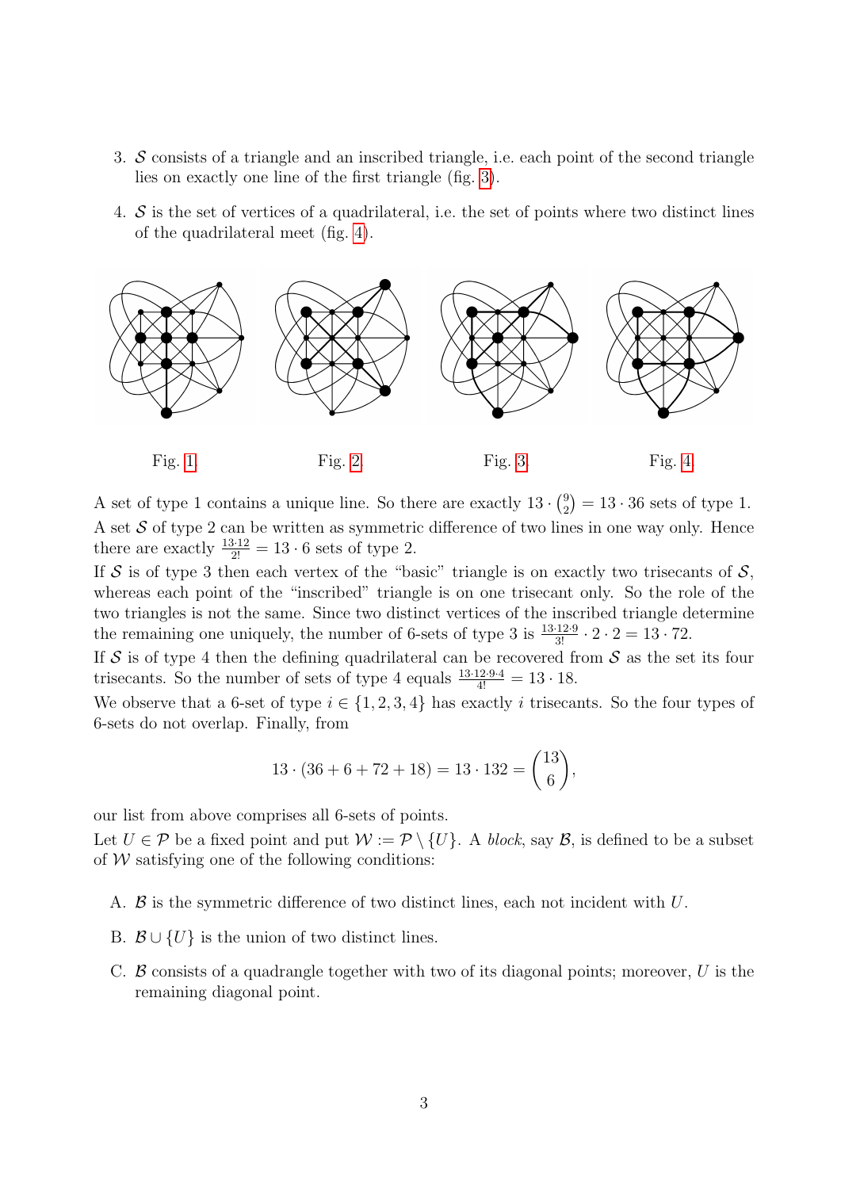3. $\mathcal{S}$ consists of a triangle and an inscribed triangle, i.e. each point of the second triangle lies on exactly one line of the first triangle (fig. 3).

4. $\mathcal{S}$ is the set of vertices of a quadrilateral, i.e. the set of points where two distinct lines of the quadrilateral meet (fig. 4).

Fig. 1 Fig. 2 Fig. 3 Fig. 4

A set of type 1 contains a unique line. So there are exactly $13 \cdot \binom{9}{2} = 13 \cdot 36$ sets of type 1. A set $\mathcal{S}$ of type 2 can be written as symmetric difference of two lines in one way only. Hence there are exactly $\frac{13 \cdot 12}{2!} = 13 \cdot 6$ sets of type 2.

If $\mathcal{S}$ is of type 3 then each vertex of the "basic" triangle is on exactly two trisecants of $\mathcal{S}$, whereas each point of the "inscribed" triangle is on one trisecant only. So the role of the two triangles is not the same. Since two distinct vertices of the inscribed triangle determine the remaining one uniquely, the number of 6-sets of type 3 is $\frac{13 \cdot 12 \cdot 9}{3!} \cdot 2 \cdot 2 = 13 \cdot 72$.

If $\mathcal{S}$ is of type 4 then the defining quadrilateral can be recovered from $\mathcal{S}$ as the set its four trisecants. So the number of sets of type 4 equals $\frac{13 \cdot 12 \cdot 9 \cdot 4}{4!} = 13 \cdot 18$.

We observe that a 6-set of type $i \in \{1, 2, 3, 4\}$ has exactly $i$ trisecants. So the four types of 6-sets do not overlap. Finally, from

$$13 \cdot (36 + 6 + 72 + 18) = 13 \cdot 132 = \binom{13}{6},$$

our list from above comprises all 6-sets of points.

Let $U \in \mathcal{P}$ be a fixed point and put $\mathcal{W} := \mathcal{P} \setminus \{U\}$. A *block*, say $\mathcal{B}$, is defined to be a subset of $\mathcal{W}$ satisfying one of the following conditions:

A. $\mathcal{B}$ is the symmetric difference of two distinct lines, each not incident with $U$.

B. $\mathcal{B} \cup \{U\}$ is the union of two distinct lines.

C. $\mathcal{B}$ consists of a quadrangle together with two of its diagonal points; moreover, $U$ is the remaining diagonal point.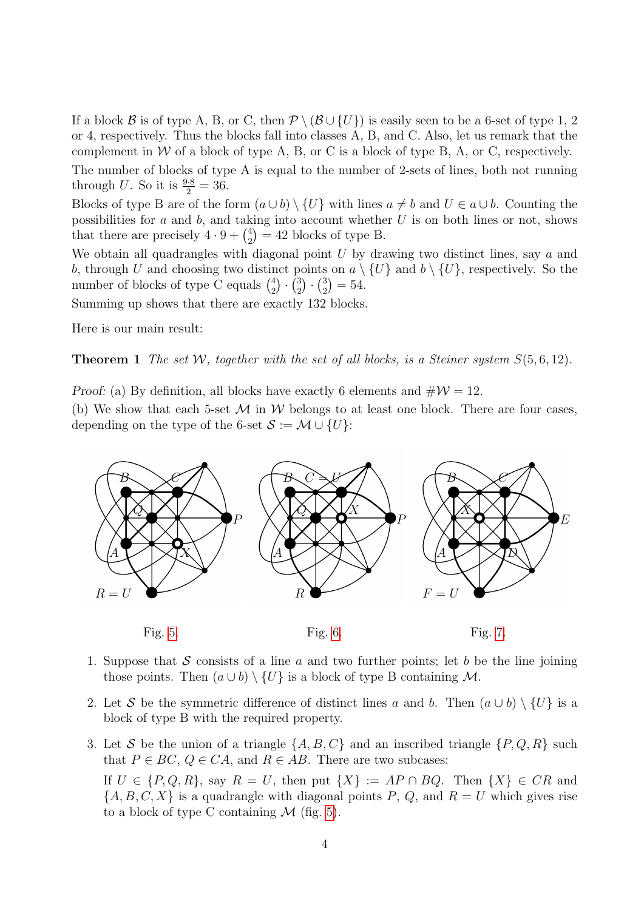If a block $\mathcal{B}$ is of type A, B, or C, then $\mathcal{P} \setminus (\mathcal{B} \cup \{U\})$ is easily seen to be a 6-set of type 1, 2 or 4, respectively. Thus the blocks fall into classes A, B, and C. Also, let us remark that the complement in $\mathcal{W}$ of a block of type A, B, or C is a block of type B, A, or C, respectively.

The number of blocks of type A is equal to the number of 2-sets of lines, both not running through $U$. So it is $\frac{9 \cdot 8}{2} = 36$.

Blocks of type B are of the form $(a \cup b) \setminus \{U\}$ with lines $a \neq b$ and $U \in a \cup b$. Counting the possibilities for $a$ and $b$, and taking into account whether $U$ is on both lines or not, shows that there are precisely $4 \cdot 9 + \binom{4}{2} = 42$ blocks of type B.

We obtain all quadrangles with diagonal point $U$ by drawing two distinct lines, say $a$ and $b$, through $U$ and choosing two distinct points on $a \setminus \{U\}$ and $b \setminus \{U\}$, respectively. So the number of blocks of type C equals $\binom{4}{2} \cdot \binom{3}{2} \cdot \binom{3}{2} = 54$.

Summing up shows that there are exactly 132 blocks.

Here is our main result:

**Theorem 1** *The set $\mathcal{W}$, together with the set of all blocks, is a Steiner system $S(5, 6, 12)$.*

*Proof*: (a) By definition, all blocks have exactly 6 elements and $\#\mathcal{W} = 12$.

(b) We show that each 5-set $\mathcal{M}$ in $\mathcal{W}$ belongs to at least one block. There are four cases, depending on the type of the 6-set $\mathcal{S} := \mathcal{M} \cup \{U\}$:

Fig. 5. Fig. 6. Fig. 7.

1. Suppose that $\mathcal{S}$ consists of a line $a$ and two further points; let $b$ be the line joining those points. Then $(a \cup b) \setminus \{U\}$ is a block of type B containing $\mathcal{M}$.

2. Let $\mathcal{S}$ be the symmetric difference of distinct lines $a$ and $b$. Then $(a \cup b) \setminus \{U\}$ is a block of type B with the required property.

3. Let $\mathcal{S}$ be the union of a triangle $\{A, B, C\}$ and an inscribed triangle $\{P, Q, R\}$ such that $P \in BC$, $Q \in CA$, and $R \in AB$. There are two subcases:

   If $U \in \{P, Q, R\}$, say $R = U$, then put $\{X\} := AP \cap BQ$. Then $\{X\} \in CR$ and $\{A, B, C, X\}$ is a quadrangle with diagonal points $P$, $Q$, and $R = U$ which gives rise to a block of type C containing $\mathcal{M}$ (fig. 5).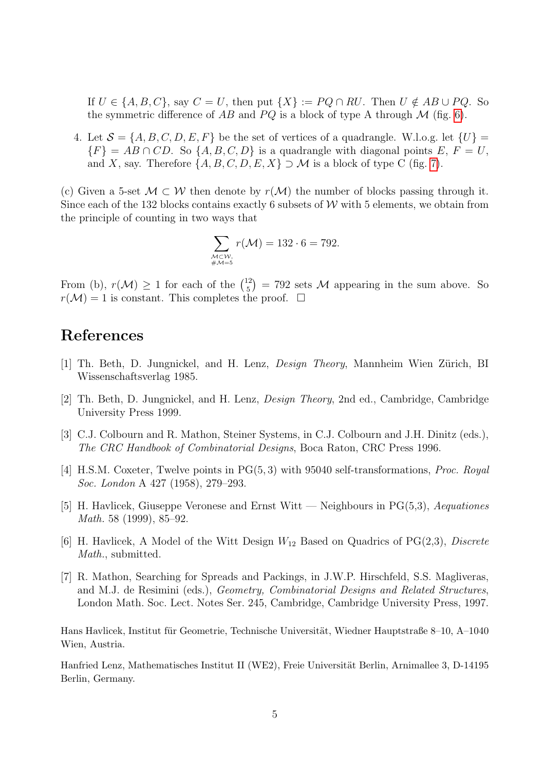If $U \in \{A, B, C\}$, say $C = U$, then put $\{X\} := PQ \cap RU$. Then $U \notin AB \cup PQ$. So the symmetric difference of $AB$ and $PQ$ is a block of type A through $\mathcal{M}$ (fig. 6).

4. Let $\mathcal{S} = \{A, B, C, D, E, F\}$ be the set of vertices of a quadrangle. W.l.o.g. let $\{U\} = \{F\} = AB \cap CD$. So $\{A, B, C, D\}$ is a quadrangle with diagonal points $E$, $F = U$, and $X$, say. Therefore $\{A, B, C, D, E, X\} \supset \mathcal{M}$ is a block of type C (fig. 7).

(c) Given a 5-set $\mathcal{M} \subset \mathcal{W}$ then denote by $r(\mathcal{M})$ the number of blocks passing through it. Since each of the 132 blocks contains exactly 6 subsets of $\mathcal{W}$ with 5 elements, we obtain from the principle of counting in two ways that

$$\sum_{\substack{\mathcal{M} \subset \mathcal{W}, \\ \#\mathcal{M}=5}} r(\mathcal{M}) = 132 \cdot 6 = 792.$$

From (b), $r(\mathcal{M}) \geq 1$ for each of the $\binom{12}{5} = 792$ sets $\mathcal{M}$ appearing in the sum above. So $r(\mathcal{M}) = 1$ is constant. This completes the proof. $\square$

## References

[1] Th. Beth, D. Jungnickel, and H. Lenz, *Design Theory*, Mannheim Wien Zürich, BI Wissenschaftsverlag 1985.

[2] Th. Beth, D. Jungnickel, and H. Lenz, *Design Theory*, 2nd ed., Cambridge, Cambridge University Press 1999.

[3] C.J. Colbourn and R. Mathon, Steiner Systems, in C.J. Colbourn and J.H. Dinitz (eds.), *The CRC Handbook of Combinatorial Designs*, Boca Raton, CRC Press 1996.

[4] H.S.M. Coxeter, Twelve points in PG(5, 3) with 95040 self-transformations, *Proc. Royal Soc. London* A 427 (1958), 279–293.

[5] H. Havlicek, Giuseppe Veronese and Ernst Witt — Neighbours in PG(5,3), *Aequationes Math.* 58 (1999), 85–92.

[6] H. Havlicek, A Model of the Witt Design $W_{12}$ Based on Quadrics of PG(2,3), *Discrete Math.*, submitted.

[7] R. Mathon, Searching for Spreads and Packings, in J.W.P. Hirschfeld, S.S. Magliveras, and M.J. de Resimini (eds.), *Geometry, Combinatorial Designs and Related Structures*, London Math. Soc. Lect. Notes Ser. 245, Cambridge, Cambridge University Press, 1997.

Hans Havlicek, Institut für Geometrie, Technische Universität, Wiedner Hauptstraße 8–10, A–1040 Wien, Austria.

Hanfried Lenz, Mathematisches Institut II (WE2), Freie Universität Berlin, Arnimallee 3, D-14195 Berlin, Germany.